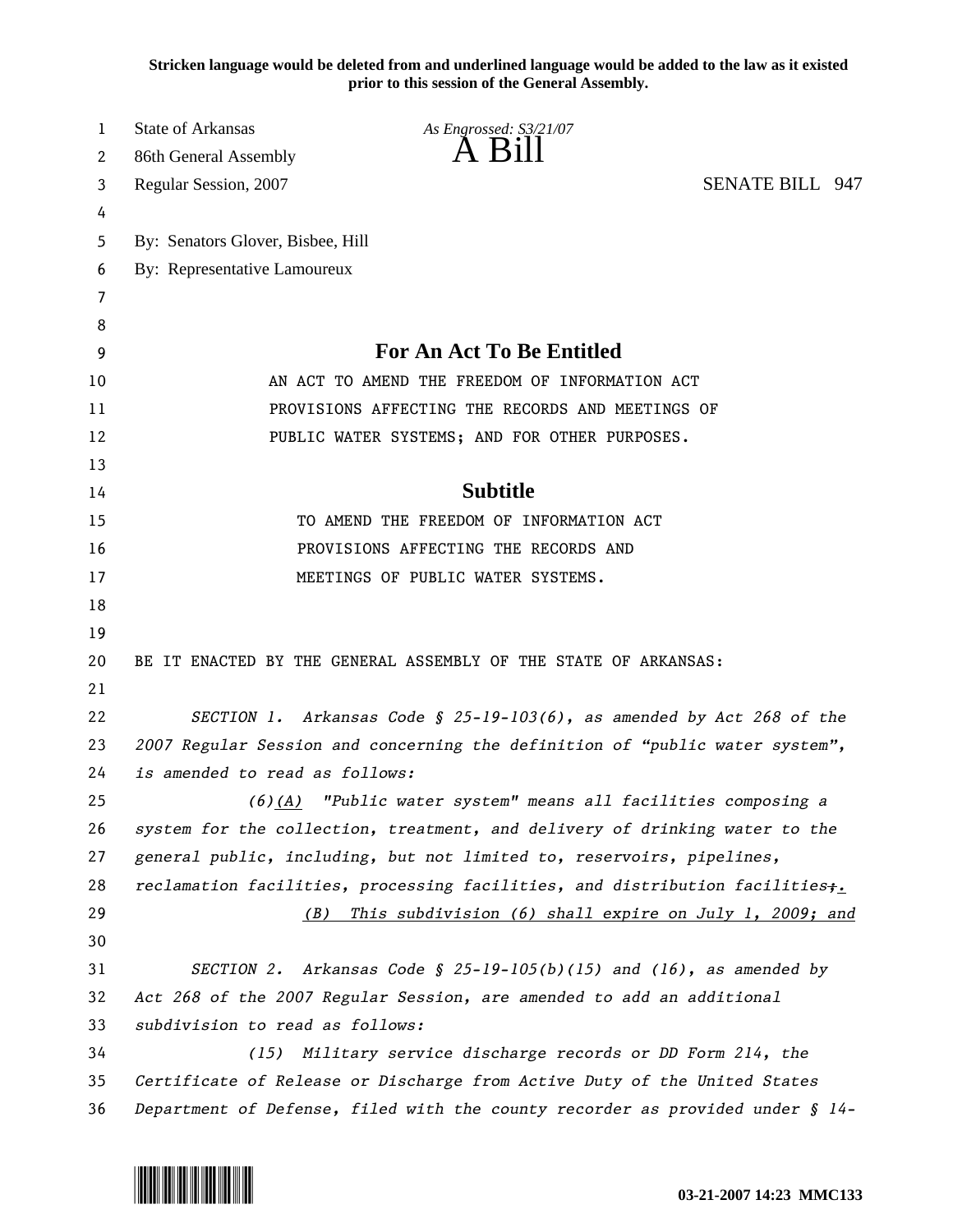Stricken language would be deleted from and underlined language would be added to the law as it existed prior to this session of the General Assembly.

State of Arkansas
86th General Assembly
Regular Session, 2007

*As Engrossed: S3/21/07*

# A Bill

SENATE BILL 947

By: Senators Glover, Bisbee, Hill
By: Representative Lamoureux

## For An Act To Be Entitled

AN ACT TO AMEND THE FREEDOM OF INFORMATION ACT PROVISIONS AFFECTING THE RECORDS AND MEETINGS OF PUBLIC WATER SYSTEMS; AND FOR OTHER PURPOSES.

## Subtitle

TO AMEND THE FREEDOM OF INFORMATION ACT PROVISIONS AFFECTING THE RECORDS AND MEETINGS OF PUBLIC WATER SYSTEMS.

BE IT ENACTED BY THE GENERAL ASSEMBLY OF THE STATE OF ARKANSAS:

*SECTION 1. Arkansas Code § 25-19-103(6), as amended by Act 268 of the 2007 Regular Session and concerning the definition of "public water system", is amended to read as follows:*

*(6)<u>(A)</u> "Public water system" means all facilities composing a system for the collection, treatment, and delivery of drinking water to the general public, including, but not limited to, reservoirs, pipelines, reclamation facilities, processing facilities, and distribution facilities~~;~~<u>.</u>*

*<u>(B) This subdivision (6) shall expire on July 1, 2009; and</u>*

*SECTION 2. Arkansas Code § 25-19-105(b)(15) and (16), as amended by Act 268 of the 2007 Regular Session, are amended to add an additional subdivision to read as follows:*

*(15) Military service discharge records or DD Form 214, the Certificate of Release or Discharge from Active Duty of the United States Department of Defense, filed with the county recorder as provided under § 14-*

03-21-2007 14:23 MMC133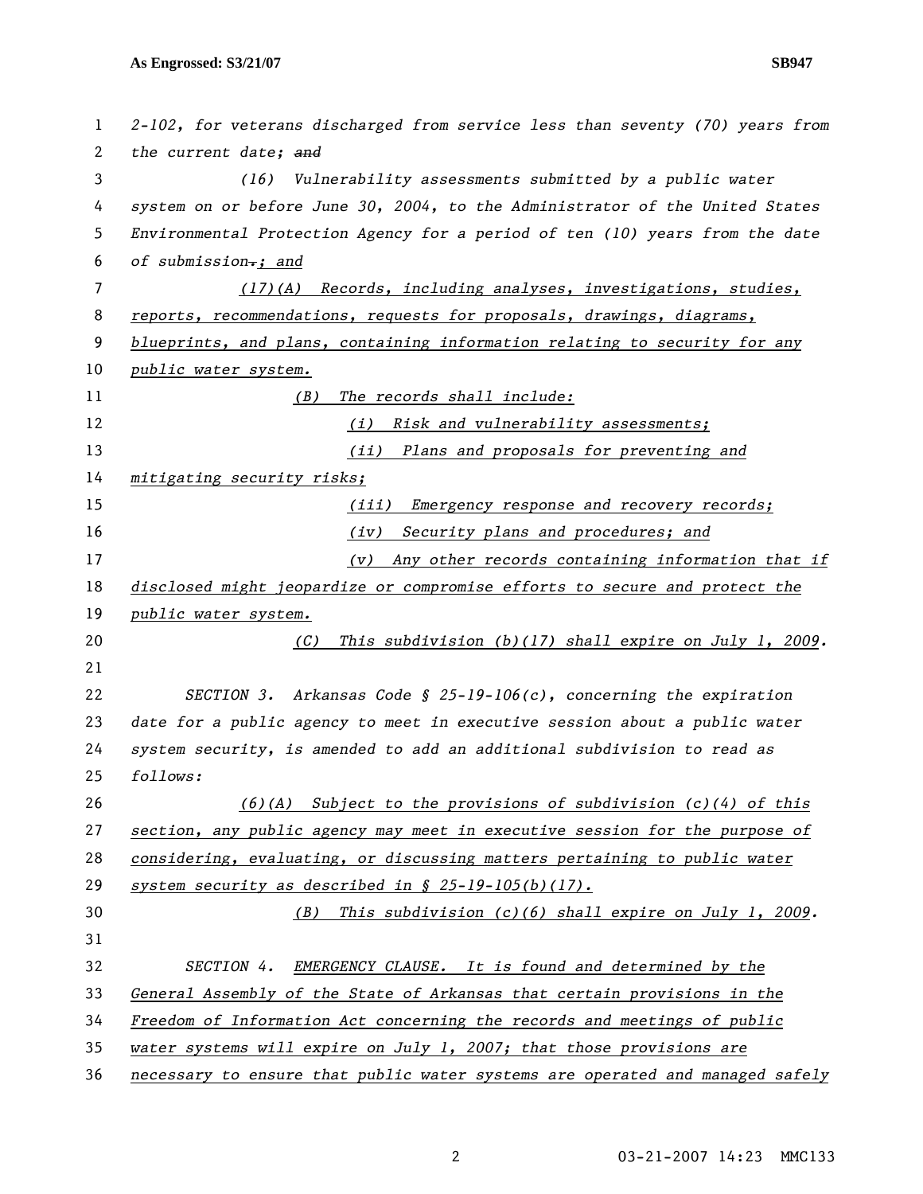2-102, for veterans discharged from service less than seventy (70) years from the current date; ~~and~~

(16) Vulnerability assessments submitted by a public water system on or before June 30, 2004, to the Administrator of the United States Environmental Protection Agency for a period of ten (10) years from the date of submission~~.~~; and

(17)(A) Records, including analyses, investigations, studies, reports, recommendations, requests for proposals, drawings, diagrams, blueprints, and plans, containing information relating to security for any public water system.

(B) The records shall include:

(i) Risk and vulnerability assessments;

(ii) Plans and proposals for preventing and mitigating security risks;

(iii) Emergency response and recovery records;

(iv) Security plans and procedures; and

(v) Any other records containing information that if disclosed might jeopardize or compromise efforts to secure and protect the public water system.

(C) This subdivision (b)(17) shall expire on July 1, 2009.

SECTION 3. Arkansas Code § 25-19-106(c), concerning the expiration date for a public agency to meet in executive session about a public water system security, is amended to add an additional subdivision to read as follows:

(6)(A) Subject to the provisions of subdivision (c)(4) of this section, any public agency may meet in executive session for the purpose of considering, evaluating, or discussing matters pertaining to public water system security as described in § 25-19-105(b)(17).

(B) This subdivision (c)(6) shall expire on July 1, 2009.

SECTION 4. EMERGENCY CLAUSE. It is found and determined by the General Assembly of the State of Arkansas that certain provisions in the Freedom of Information Act concerning the records and meetings of public water systems will expire on July 1, 2007; that those provisions are necessary to ensure that public water systems are operated and managed safely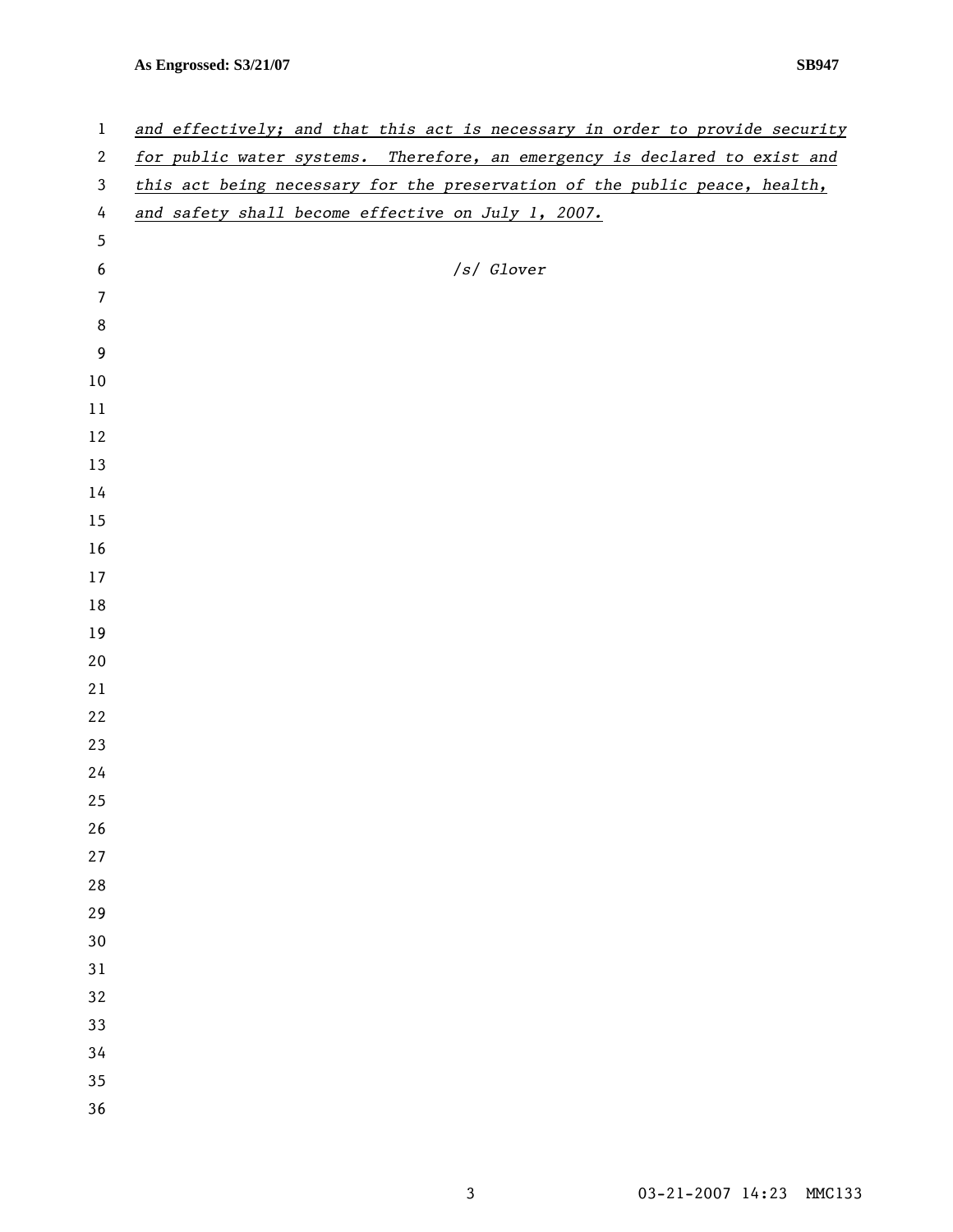*and effectively; and that this act is necessary in order to provide security for public water systems. Therefore, an emergency is declared to exist and this act being necessary for the preservation of the public peace, health, and safety shall become effective on July 1, 2007.*

*/s/ Glover*